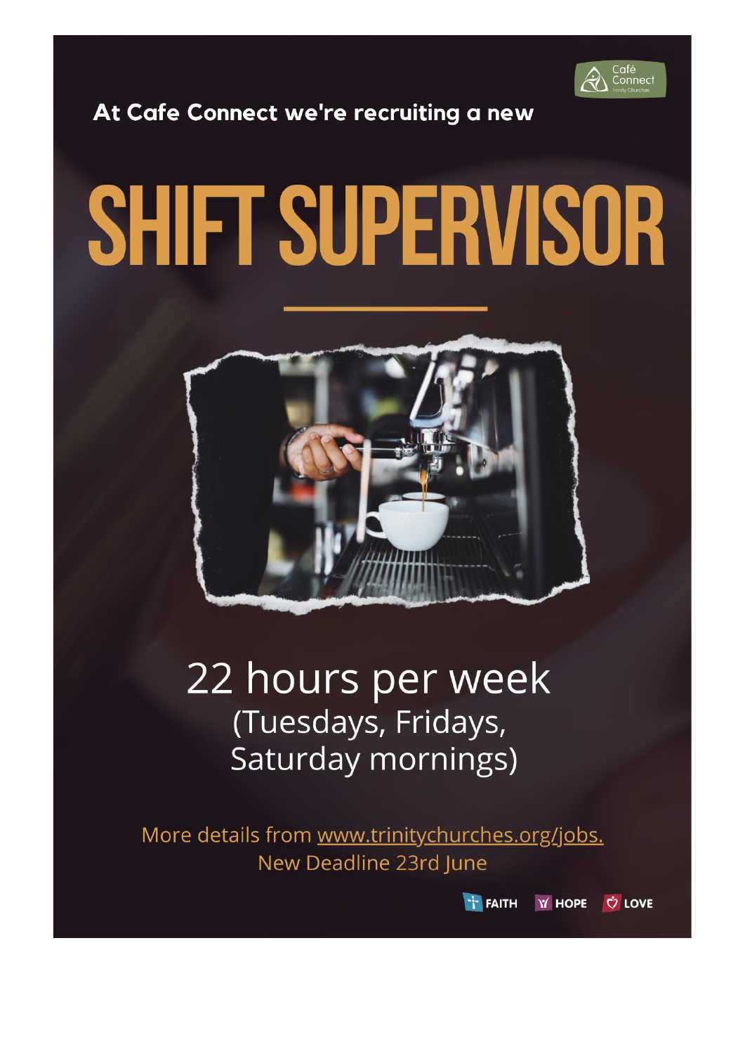Café Connect
Trinity Churches

At Cafe Connect we're recruiting a new

# SHIFT SUPERVISOR

## 22 hours per week
(Tuesdays, Fridays, Saturday mornings)

More details from www.trinitychurches.org/jobs.
New Deadline 23rd June

FAITH HOPE LOVE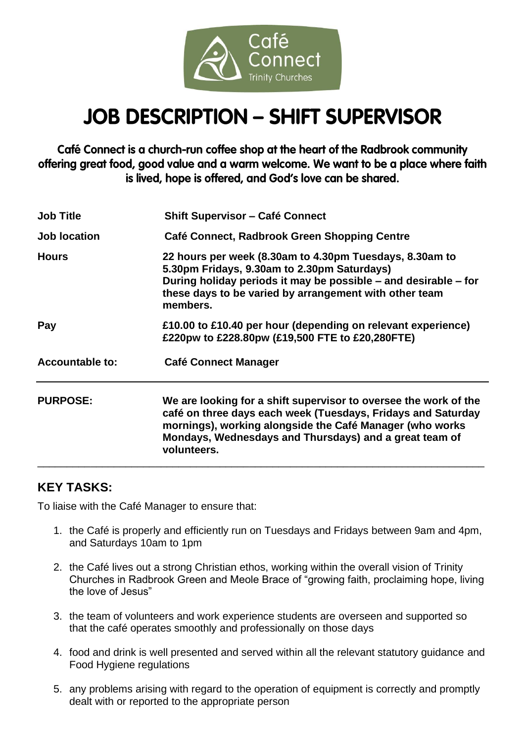Café Connect Trinity Churches

# JOB DESCRIPTION – SHIFT SUPERVISOR

**Café Connect is a church-run coffee shop at the heart of the Radbrook community offering great food, good value and a warm welcome. We want to be a place where faith is lived, hope is offered, and God's love can be shared.**

| | |
|---|---|
| **Job Title** | **Shift Supervisor – Café Connect** |
| **Job location** | **Café Connect, Radbrook Green Shopping Centre** |
| **Hours** | **22 hours per week (8.30am to 4.30pm Tuesdays, 8.30am to 5.30pm Fridays, 9.30am to 2.30pm Saturdays) During holiday periods it may be possible – and desirable – for these days to be varied by arrangement with other team members.** |
| **Pay** | **£10.00 to £10.40 per hour (depending on relevant experience) £220pw to £228.80pw (£19,500 FTE to £20,280FTE)** |
| **Accountable to:** | **Café Connect Manager** |

**PURPOSE:** **We are looking for a shift supervisor to oversee the work of the café on three days each week (Tuesdays, Fridays and Saturday mornings), working alongside the Café Manager (who works Mondays, Wednesdays and Thursdays) and a great team of volunteers.**

---

## KEY TASKS:

To liaise with the Café Manager to ensure that:

1. the Café is properly and efficiently run on Tuesdays and Fridays between 9am and 4pm, and Saturdays 10am to 1pm
2. the Café lives out a strong Christian ethos, working within the overall vision of Trinity Churches in Radbrook Green and Meole Brace of "growing faith, proclaiming hope, living the love of Jesus"
3. the team of volunteers and work experience students are overseen and supported so that the café operates smoothly and professionally on those days
4. food and drink is well presented and served within all the relevant statutory guidance and Food Hygiene regulations
5. any problems arising with regard to the operation of equipment is correctly and promptly dealt with or reported to the appropriate person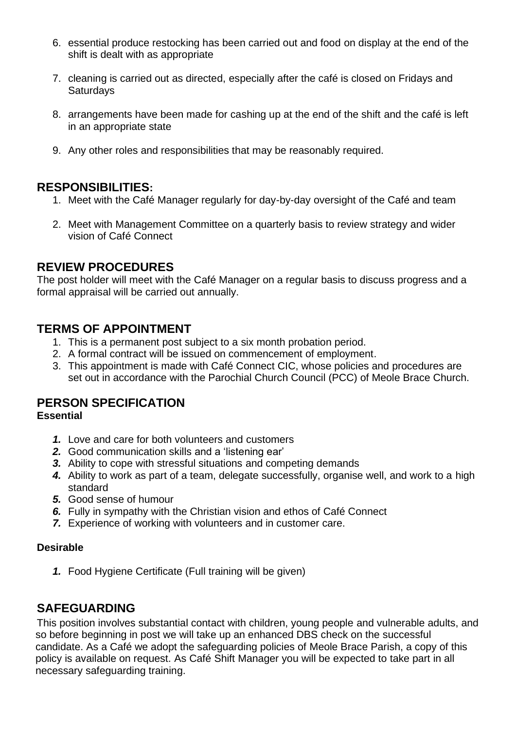6. essential produce restocking has been carried out and food on display at the end of the shift is dealt with as appropriate

7. cleaning is carried out as directed, especially after the café is closed on Fridays and Saturdays

8. arrangements have been made for cashing up at the end of the shift and the café is left in an appropriate state

9. Any other roles and responsibilities that may be reasonably required.

## RESPONSIBILITIES:

1. Meet with the Café Manager regularly for day-by-day oversight of the Café and team

2. Meet with Management Committee on a quarterly basis to review strategy and wider vision of Café Connect

## REVIEW PROCEDURES

The post holder will meet with the Café Manager on a regular basis to discuss progress and a formal appraisal will be carried out annually.

## TERMS OF APPOINTMENT

1. This is a permanent post subject to a six month probation period.
2. A formal contract will be issued on commencement of employment.
3. This appointment is made with Café Connect CIC, whose policies and procedures are set out in accordance with the Parochial Church Council (PCC) of Meole Brace Church.

## PERSON SPECIFICATION

**Essential**

1. Love and care for both volunteers and customers
2. Good communication skills and a 'listening ear'
3. Ability to cope with stressful situations and competing demands
4. Ability to work as part of a team, delegate successfully, organise well, and work to a high standard
5. Good sense of humour
6. Fully in sympathy with the Christian vision and ethos of Café Connect
7. Experience of working with volunteers and in customer care.

**Desirable**

1. Food Hygiene Certificate (Full training will be given)

## SAFEGUARDING

This position involves substantial contact with children, young people and vulnerable adults, and so before beginning in post we will take up an enhanced DBS check on the successful candidate. As a Café we adopt the safeguarding policies of Meole Brace Parish, a copy of this policy is available on request. As Café Shift Manager you will be expected to take part in all necessary safeguarding training.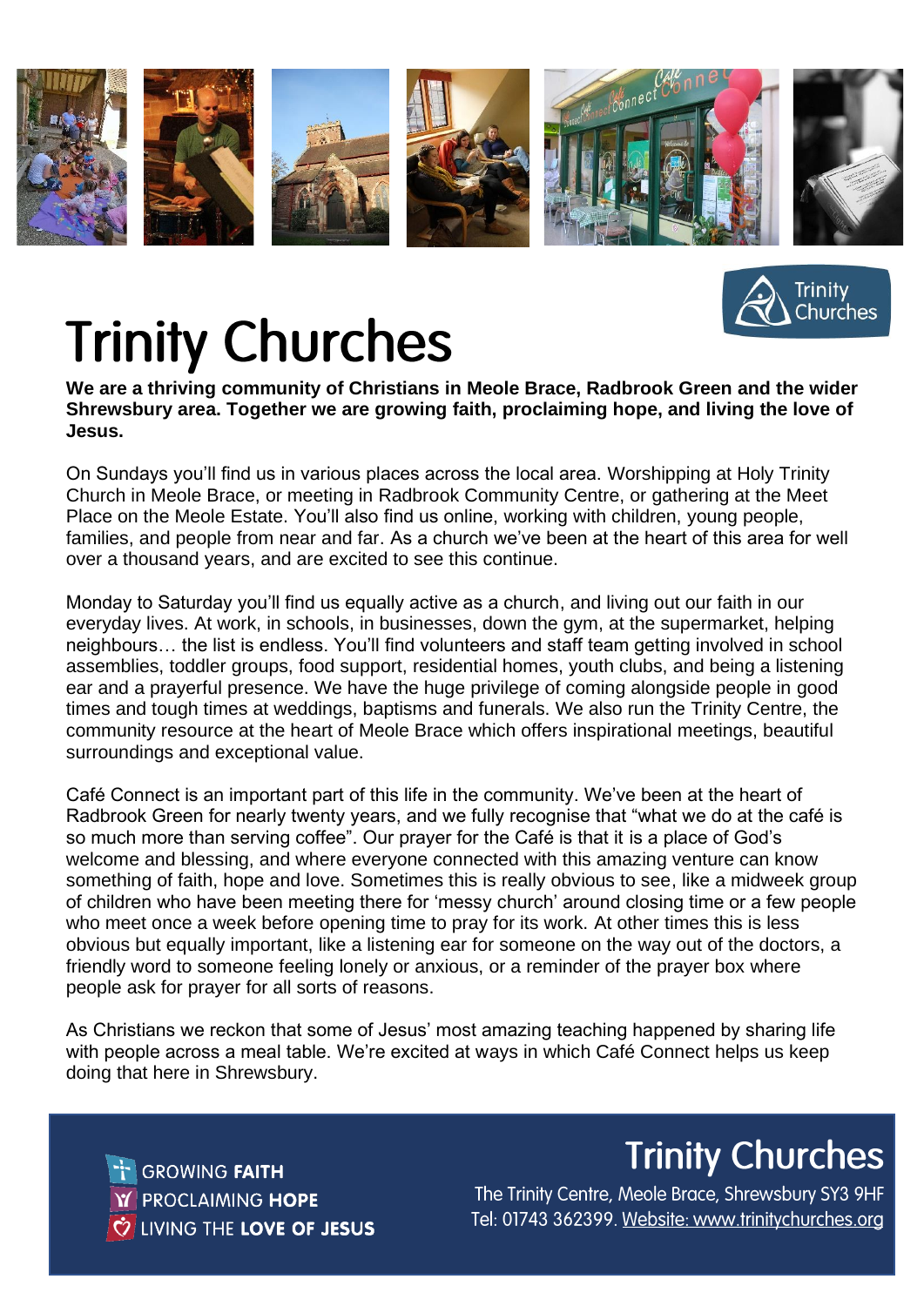# Trinity Churches

**We are a thriving community of Christians in Meole Brace, Radbrook Green and the wider Shrewsbury area. Together we are growing faith, proclaiming hope, and living the love of Jesus.**

On Sundays you'll find us in various places across the local area. Worshipping at Holy Trinity Church in Meole Brace, or meeting in Radbrook Community Centre, or gathering at the Meet Place on the Meole Estate. You'll also find us online, working with children, young people, families, and people from near and far. As a church we've been at the heart of this area for well over a thousand years, and are excited to see this continue.

Monday to Saturday you'll find us equally active as a church, and living out our faith in our everyday lives. At work, in schools, in businesses, down the gym, at the supermarket, helping neighbours… the list is endless. You'll find volunteers and staff team getting involved in school assemblies, toddler groups, food support, residential homes, youth clubs, and being a listening ear and a prayerful presence. We have the huge privilege of coming alongside people in good times and tough times at weddings, baptisms and funerals. We also run the Trinity Centre, the community resource at the heart of Meole Brace which offers inspirational meetings, beautiful surroundings and exceptional value.

Café Connect is an important part of this life in the community. We've been at the heart of Radbrook Green for nearly twenty years, and we fully recognise that "what we do at the café is so much more than serving coffee". Our prayer for the Café is that it is a place of God's welcome and blessing, and where everyone connected with this amazing venture can know something of faith, hope and love. Sometimes this is really obvious to see, like a midweek group of children who have been meeting there for 'messy church' around closing time or a few people who meet once a week before opening time to pray for its work. At other times this is less obvious but equally important, like a listening ear for someone on the way out of the doctors, a friendly word to someone feeling lonely or anxious, or a reminder of the prayer box where people ask for prayer for all sorts of reasons.

As Christians we reckon that some of Jesus' most amazing teaching happened by sharing life with people across a meal table. We're excited at ways in which Café Connect helps us keep doing that here in Shrewsbury.

GROWING **FAITH**
PROCLAIMING **HOPE**
LIVING THE **LOVE OF JESUS**

## Trinity Churches

The Trinity Centre, Meole Brace, Shrewsbury SY3 9HF
Tel: 01743 362399. Website: www.trinitychurches.org